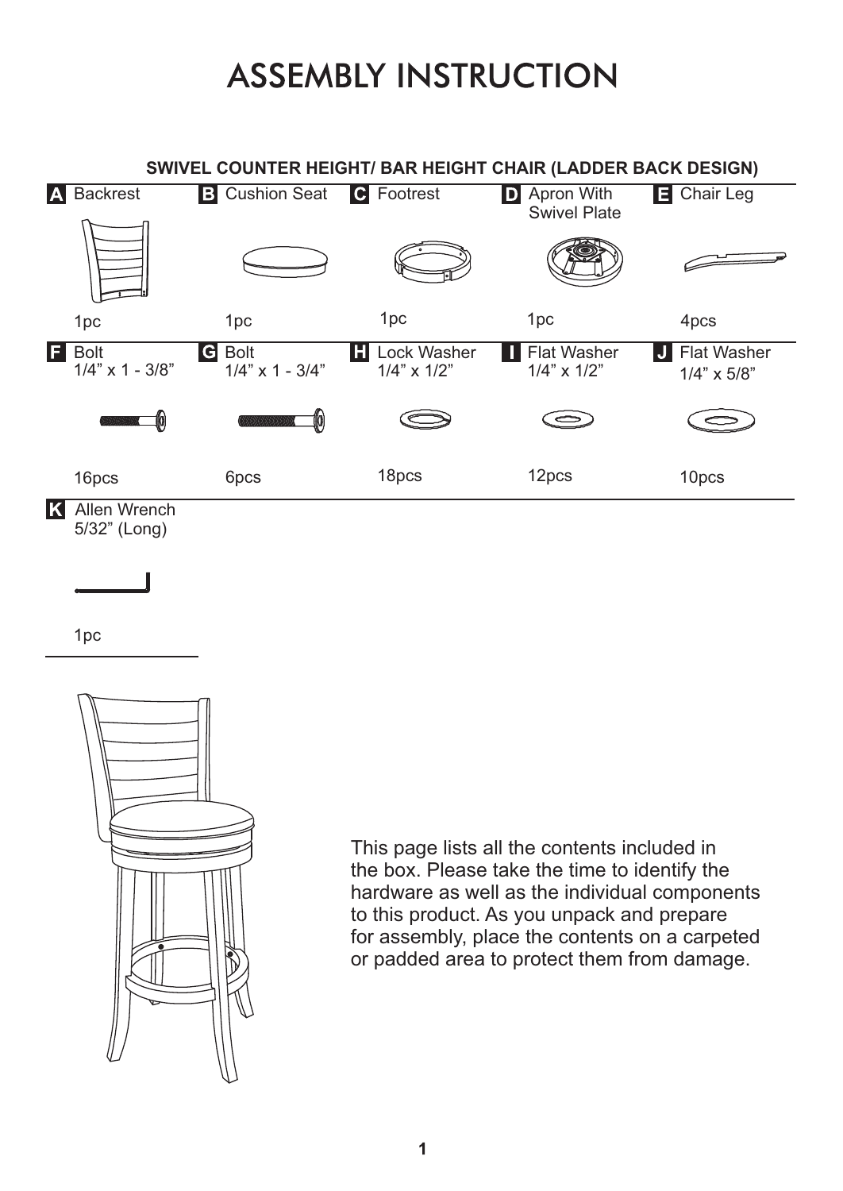# ASSEMBLY INSTRUCTION

## SWIVEL COUNTER HEIGHT/ BAR HEIGHT CHAIR (LADDER BACK DESIGN)

| | Part | Qty |
|---|---|---|
| A | Backrest | 1pc |
| B | Cushion Seat | 1pc |
| C | Footrest | 1pc |
| D | Apron With Swivel Plate | 1pc |
| E | Chair Leg | 4pcs |
| F | Bolt 1/4” x 1 - 3/8” | 16pcs |
| G | Bolt 1/4” x 1 - 3/4” | 6pcs |
| H | Lock Washer 1/4” x 1/2” | 18pcs |
| I | Flat Washer 1/4” x 1/2” | 12pcs |
| J | Flat Washer 1/4” x 5/8” | 10pcs |
| K | Allen Wrench 5/32” (Long) | 1pc |

This page lists all the contents included in the box. Please take the time to identify the hardware as well as the individual components to this product. As you unpack and prepare for assembly, place the contents on a carpeted or padded area to protect them from damage.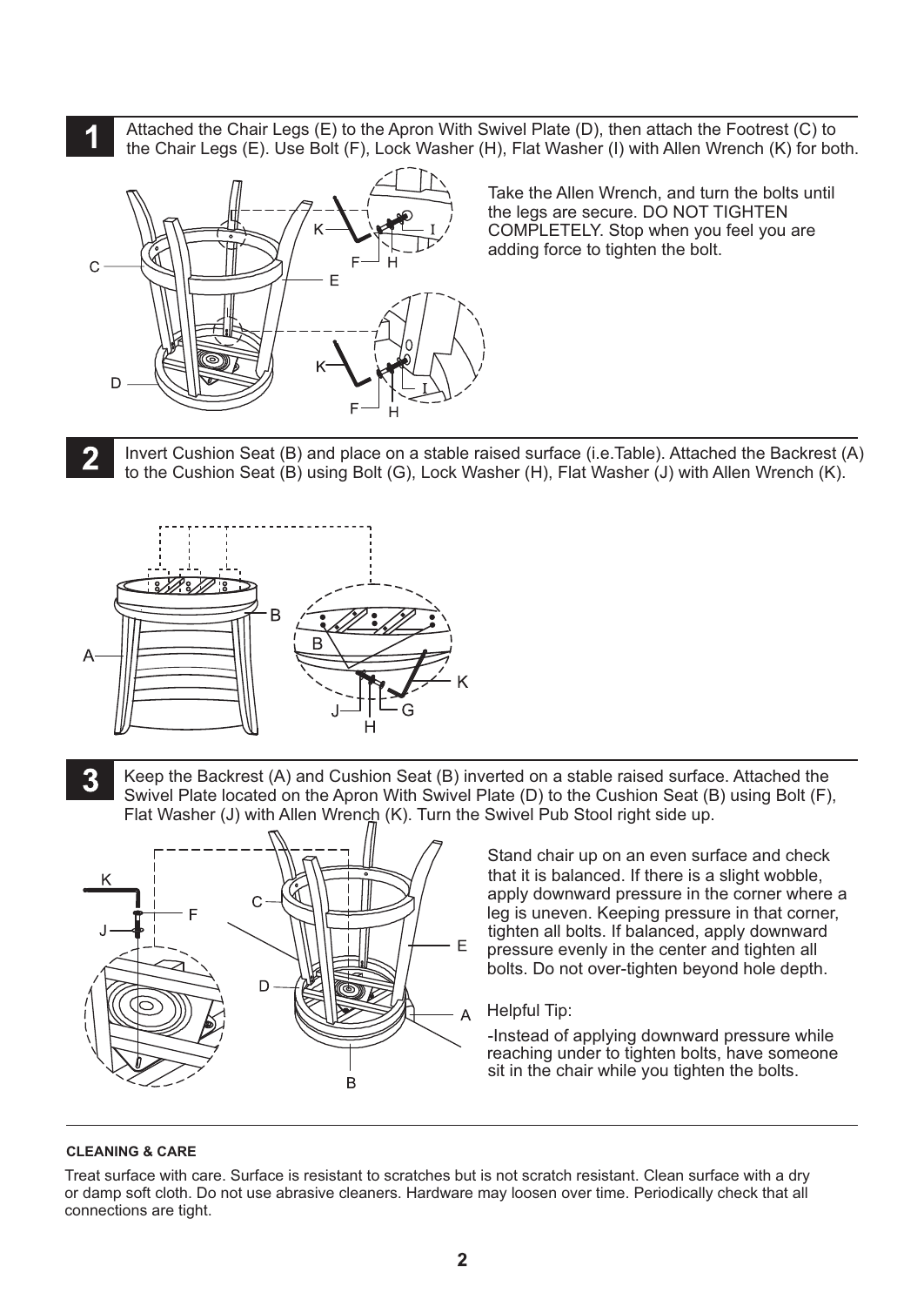**1** Attached the Chair Legs (E) to the Apron With Swivel Plate (D), then attach the Footrest (C) to the Chair Legs (E). Use Bolt (F), Lock Washer (H), Flat Washer (I) with Allen Wrench (K) for both.

Take the Allen Wrench, and turn the bolts until the legs are secure. DO NOT TIGHTEN COMPLETELY. Stop when you feel you are adding force to tighten the bolt.

**2** Invert Cushion Seat (B) and place on a stable raised surface (i.e.Table). Attached the Backrest (A) to the Cushion Seat (B) using Bolt (G), Lock Washer (H), Flat Washer (J) with Allen Wrench (K).

**3** Keep the Backrest (A) and Cushion Seat (B) inverted on a stable raised surface. Attached the Swivel Plate located on the Apron With Swivel Plate (D) to the Cushion Seat (B) using Bolt (F), Flat Washer (J) with Allen Wrench (K). Turn the Swivel Pub Stool right side up.

Stand chair up on an even surface and check that it is balanced. If there is a slight wobble, apply downward pressure in the corner where a leg is uneven. Keeping pressure in that corner, tighten all bolts. If balanced, apply downward pressure evenly in the center and tighten all bolts. Do not over-tighten beyond hole depth.

Helpful Tip:

-Instead of applying downward pressure while reaching under to tighten bolts, have someone sit in the chair while you tighten the bolts.

#### CLEANING & CARE

Treat surface with care. Surface is resistant to scratches but is not scratch resistant. Clean surface with a dry or damp soft cloth. Do not use abrasive cleaners. Hardware may loosen over time. Periodically check that all connections are tight.